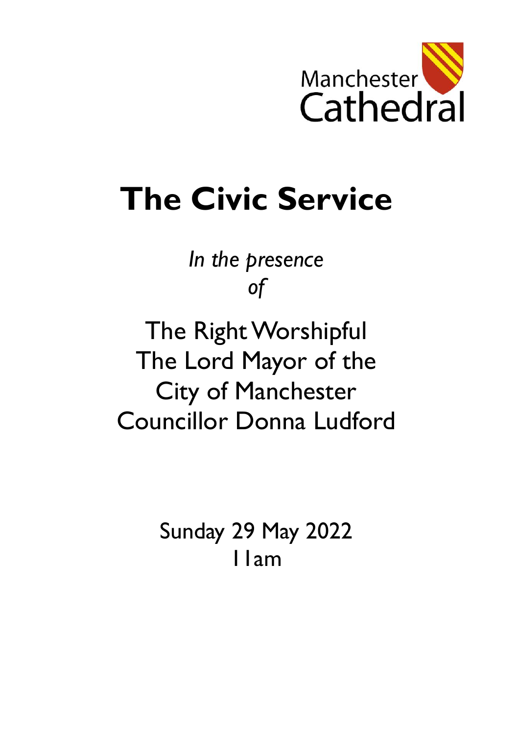Manchester Cathedral

# The Civic Service

*In the presence of*

The Right Worshipful
The Lord Mayor of the
City of Manchester
Councillor Donna Ludford

Sunday 29 May 2022
11am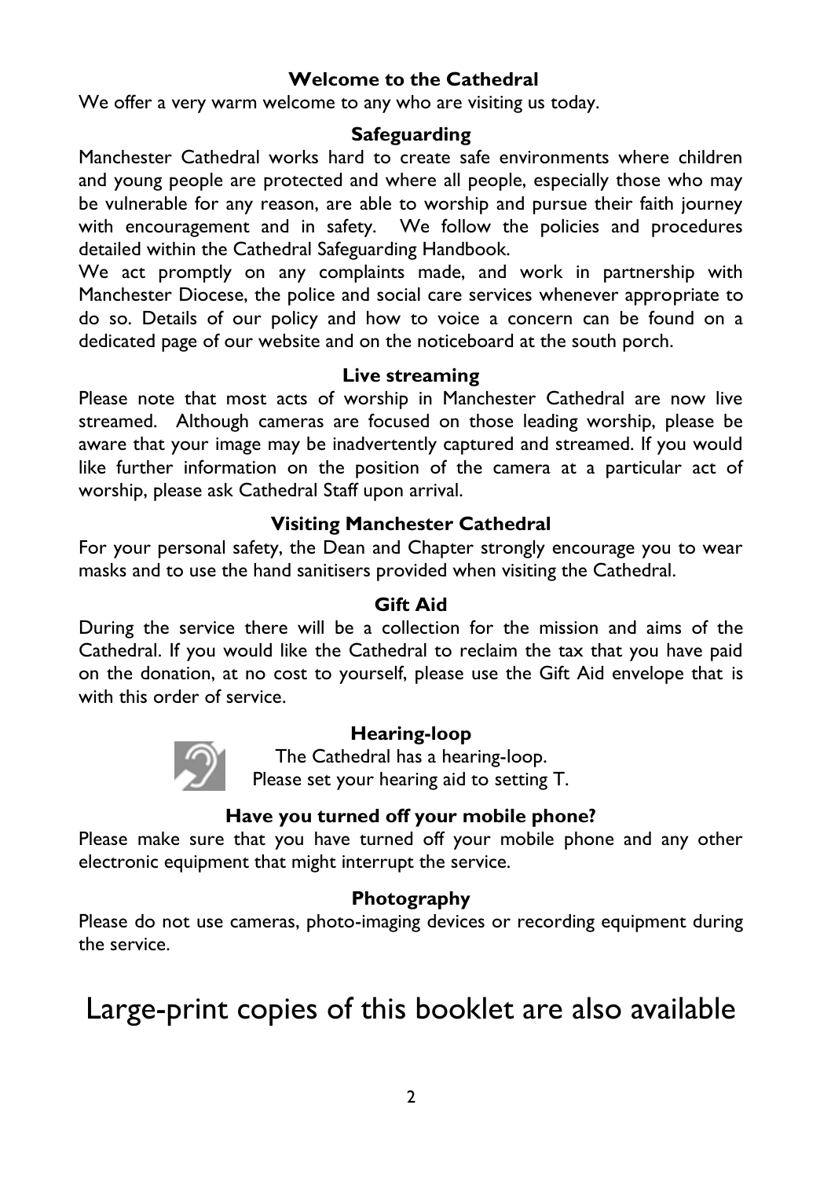**Welcome to the Cathedral**

We offer a very warm welcome to any who are visiting us today.

**Safeguarding**

Manchester Cathedral works hard to create safe environments where children and young people are protected and where all people, especially those who may be vulnerable for any reason, are able to worship and pursue their faith journey with encouragement and in safety. We follow the policies and procedures detailed within the Cathedral Safeguarding Handbook.

We act promptly on any complaints made, and work in partnership with Manchester Diocese, the police and social care services whenever appropriate to do so. Details of our policy and how to voice a concern can be found on a dedicated page of our website and on the noticeboard at the south porch.

**Live streaming**

Please note that most acts of worship in Manchester Cathedral are now live streamed. Although cameras are focused on those leading worship, please be aware that your image may be inadvertently captured and streamed. If you would like further information on the position of the camera at a particular act of worship, please ask Cathedral Staff upon arrival.

**Visiting Manchester Cathedral**

For your personal safety, the Dean and Chapter strongly encourage you to wear masks and to use the hand sanitisers provided when visiting the Cathedral.

**Gift Aid**

During the service there will be a collection for the mission and aims of the Cathedral. If you would like the Cathedral to reclaim the tax that you have paid on the donation, at no cost to yourself, please use the Gift Aid envelope that is with this order of service.

**Hearing-loop**

The Cathedral has a hearing-loop.
Please set your hearing aid to setting T.

**Have you turned off your mobile phone?**

Please make sure that you have turned off your mobile phone and any other electronic equipment that might interrupt the service.

**Photography**

Please do not use cameras, photo-imaging devices or recording equipment during the service.

# Large-print copies of this booklet are also available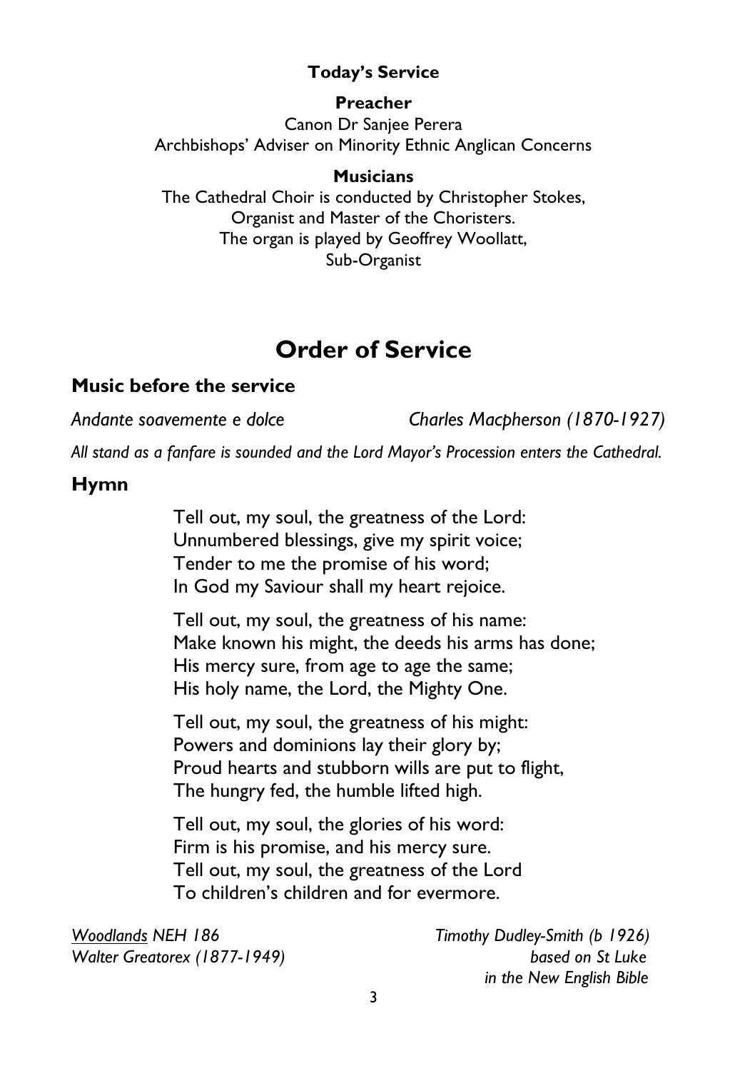**Today's Service**

**Preacher**

Canon Dr Sanjee Perera
Archbishops' Adviser on Minority Ethnic Anglican Concerns

**Musicians**

The Cathedral Choir is conducted by Christopher Stokes,
Organist and Master of the Choristers.
The organ is played by Geoffrey Woollatt,
Sub-Organist

# Order of Service

## Music before the service

*Andante soavemente e dolce* — *Charles Macpherson (1870-1927)*

*All stand as a fanfare is sounded and the Lord Mayor's Procession enters the Cathedral.*

## Hymn

Tell out, my soul, the greatness of the Lord:
Unnumbered blessings, give my spirit voice;
Tender to me the promise of his word;
In God my Saviour shall my heart rejoice.

Tell out, my soul, the greatness of his name:
Make known his might, the deeds his arms has done;
His mercy sure, from age to age the same;
His holy name, the Lord, the Mighty One.

Tell out, my soul, the greatness of his might:
Powers and dominions lay their glory by;
Proud hearts and stubborn wills are put to flight,
The hungry fed, the humble lifted high.

Tell out, my soul, the glories of his word:
Firm is his promise, and his mercy sure.
Tell out, my soul, the greatness of the Lord
To children's children and for evermore.

*Woodlands NEH 186*
*Walter Greatorex (1877-1949)*

*Timothy Dudley-Smith (b 1926)*
*based on St Luke*
*in the New English Bible*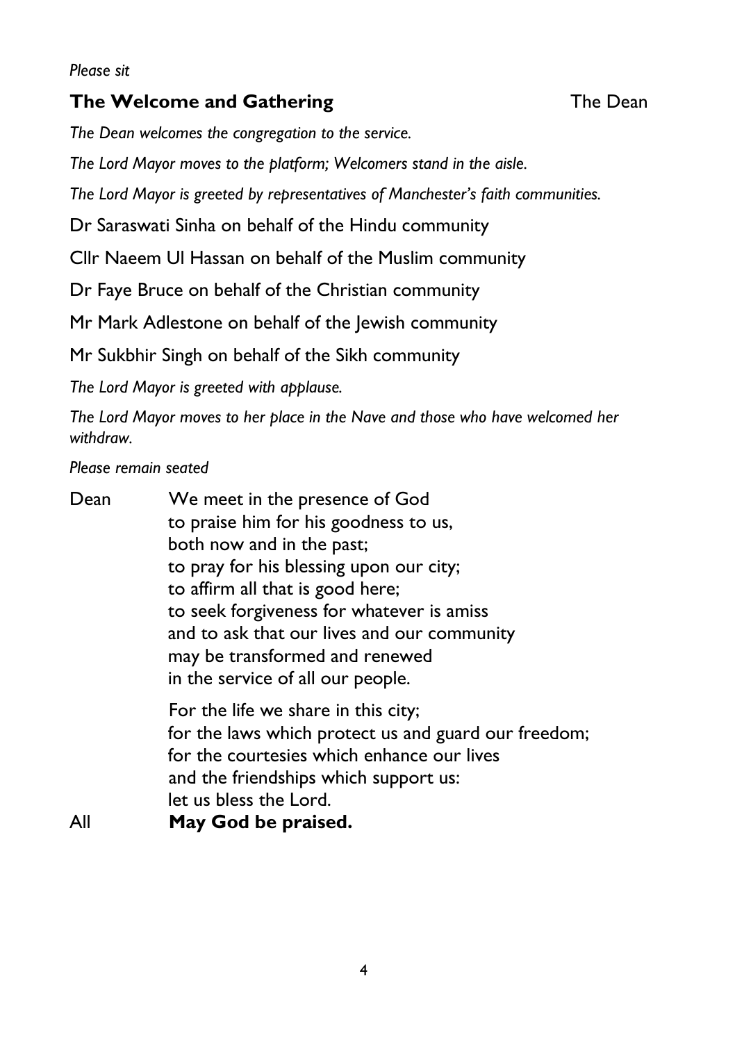*Please sit*

## The Welcome and Gathering — The Dean

*The Dean welcomes the congregation to the service.*

*The Lord Mayor moves to the platform; Welcomers stand in the aisle.*

*The Lord Mayor is greeted by representatives of Manchester's faith communities.*

Dr Saraswati Sinha on behalf of the Hindu community

Cllr Naeem Ul Hassan on behalf of the Muslim community

Dr Faye Bruce on behalf of the Christian community

Mr Mark Adlestone on behalf of the Jewish community

Mr Sukbhir Singh on behalf of the Sikh community

*The Lord Mayor is greeted with applause.*

*The Lord Mayor moves to her place in the Nave and those who have welcomed her withdraw.*

*Please remain seated*

Dean We meet in the presence of God
to praise him for his goodness to us,
both now and in the past;
to pray for his blessing upon our city;
to affirm all that is good here;
to seek forgiveness for whatever is amiss
and to ask that our lives and our community
may be transformed and renewed
in the service of all our people.

For the life we share in this city;
for the laws which protect us and guard our freedom;
for the courtesies which enhance our lives
and the friendships which support us:
let us bless the Lord.

All **May God be praised.**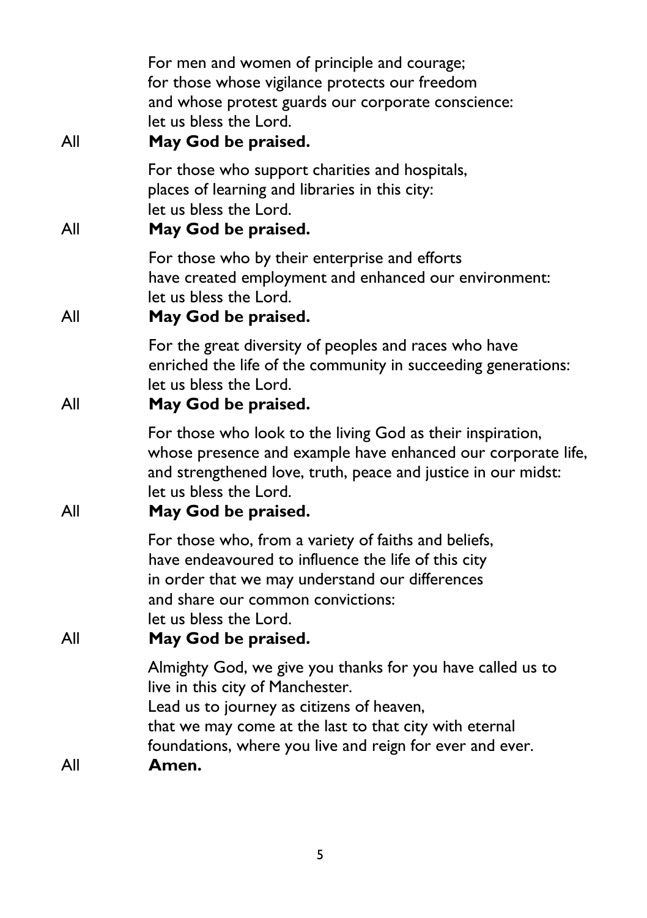For men and women of principle and courage;
for those whose vigilance protects our freedom
and whose protest guards our corporate conscience:
let us bless the Lord.

All **May God be praised.**

For those who support charities and hospitals,
places of learning and libraries in this city:
let us bless the Lord.

All **May God be praised.**

For those who by their enterprise and efforts
have created employment and enhanced our environment:
let us bless the Lord.

All **May God be praised.**

For the great diversity of peoples and races who have
enriched the life of the community in succeeding generations:
let us bless the Lord.

All **May God be praised.**

For those who look to the living God as their inspiration,
whose presence and example have enhanced our corporate life,
and strengthened love, truth, peace and justice in our midst:
let us bless the Lord.

All **May God be praised.**

For those who, from a variety of faiths and beliefs,
have endeavoured to influence the life of this city
in order that we may understand our differences
and share our common convictions:
let us bless the Lord.

All **May God be praised.**

Almighty God, we give you thanks for you have called us to
live in this city of Manchester.
Lead us to journey as citizens of heaven,
that we may come at the last to that city with eternal
foundations, where you live and reign for ever and ever.

All **Amen.**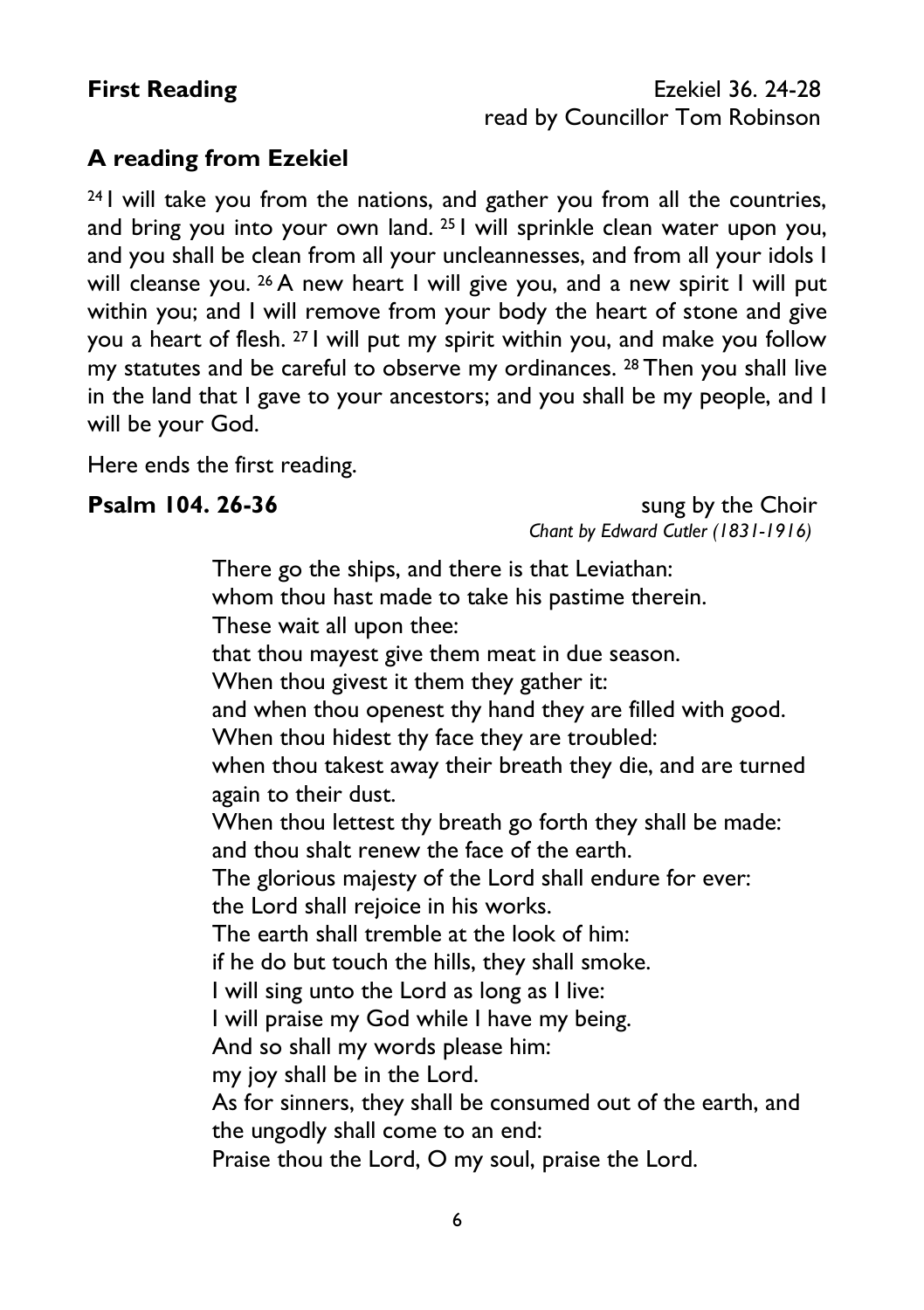**First Reading** Ezekiel 36. 24-28
read by Councillor Tom Robinson

## A reading from Ezekiel

[24] I will take you from the nations, and gather you from all the countries, and bring you into your own land. [25] I will sprinkle clean water upon you, and you shall be clean from all your uncleannesses, and from all your idols I will cleanse you. [26] A new heart I will give you, and a new spirit I will put within you; and I will remove from your body the heart of stone and give you a heart of flesh. [27] I will put my spirit within you, and make you follow my statutes and be careful to observe my ordinances. [28] Then you shall live in the land that I gave to your ancestors; and you shall be my people, and I will be your God.

Here ends the first reading.

**Psalm 104. 26-36** sung by the Choir
*Chant by Edward Cutler (1831-1916)*

There go the ships, and there is that Leviathan:
whom thou hast made to take his pastime therein.
These wait all upon thee:
that thou mayest give them meat in due season.
When thou givest it them they gather it:
and when thou openest thy hand they are filled with good.
When thou hidest thy face they are troubled:
when thou takest away their breath they die, and are turned again to their dust.
When thou lettest thy breath go forth they shall be made:
and thou shalt renew the face of the earth.
The glorious majesty of the Lord shall endure for ever:
the Lord shall rejoice in his works.
The earth shall tremble at the look of him:
if he do but touch the hills, they shall smoke.
I will sing unto the Lord as long as I live:
I will praise my God while I have my being.
And so shall my words please him:
my joy shall be in the Lord.
As for sinners, they shall be consumed out of the earth, and the ungodly shall come to an end:
Praise thou the Lord, O my soul, praise the Lord.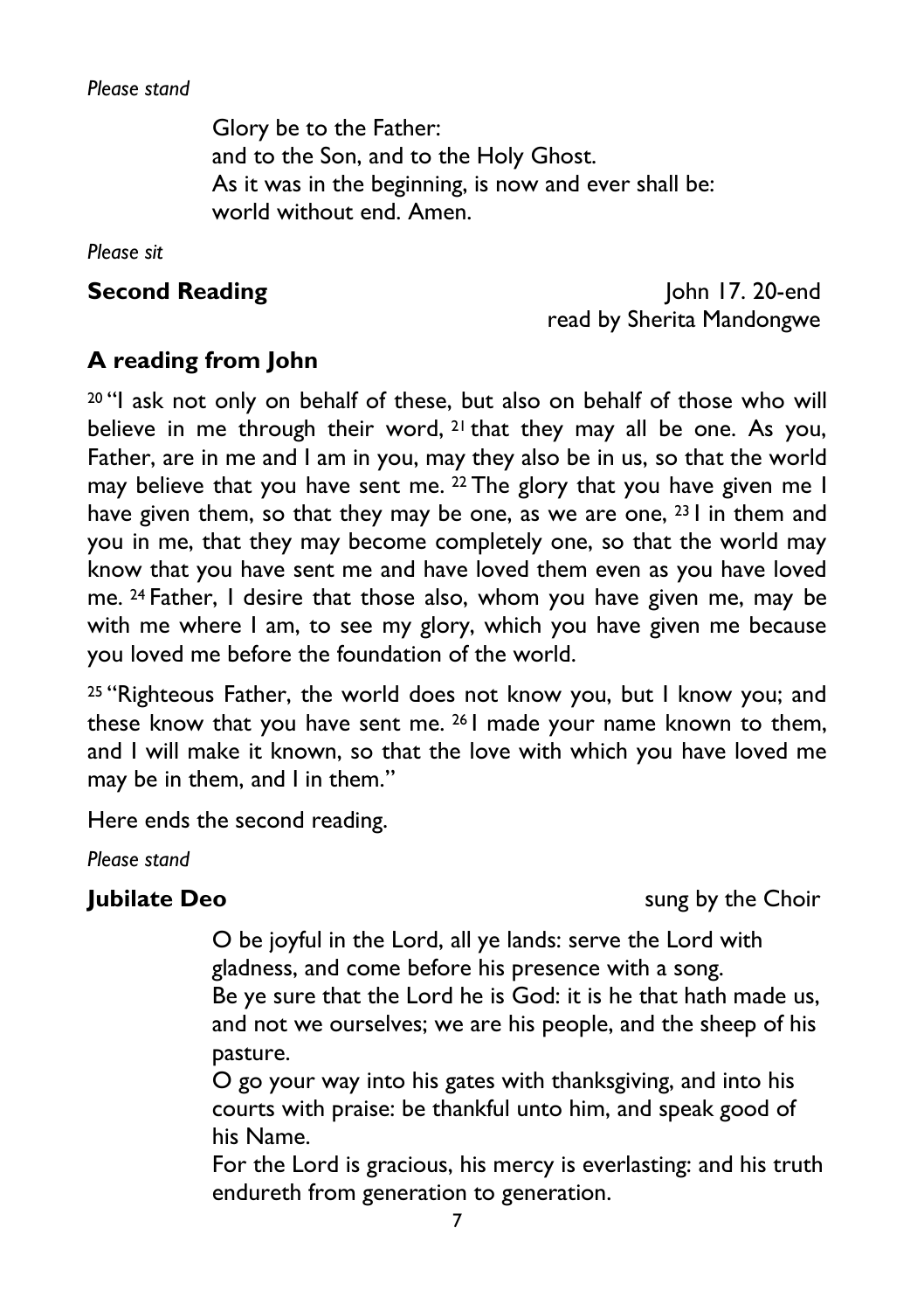*Please stand*

Glory be to the Father:
and to the Son, and to the Holy Ghost.
As it was in the beginning, is now and ever shall be:
world without end. Amen.

*Please sit*

**Second Reading** John 17. 20-end
read by Sherita Mandongwe

## A reading from John

[20] "I ask not only on behalf of these, but also on behalf of those who will believe in me through their word, [21] that they may all be one. As you, Father, are in me and I am in you, may they also be in us, so that the world may believe that you have sent me. [22] The glory that you have given me I have given them, so that they may be one, as we are one, [23] I in them and you in me, that they may become completely one, so that the world may know that you have sent me and have loved them even as you have loved me. [24] Father, I desire that those also, whom you have given me, may be with me where I am, to see my glory, which you have given me because you loved me before the foundation of the world.

[25] "Righteous Father, the world does not know you, but I know you; and these know that you have sent me. [26] I made your name known to them, and I will make it known, so that the love with which you have loved me may be in them, and I in them."

Here ends the second reading.

*Please stand*

**Jubilate Deo** sung by the Choir

O be joyful in the Lord, all ye lands: serve the Lord with gladness, and come before his presence with a song.
Be ye sure that the Lord he is God: it is he that hath made us, and not we ourselves; we are his people, and the sheep of his pasture.
O go your way into his gates with thanksgiving, and into his courts with praise: be thankful unto him, and speak good of his Name.
For the Lord is gracious, his mercy is everlasting: and his truth endureth from generation to generation.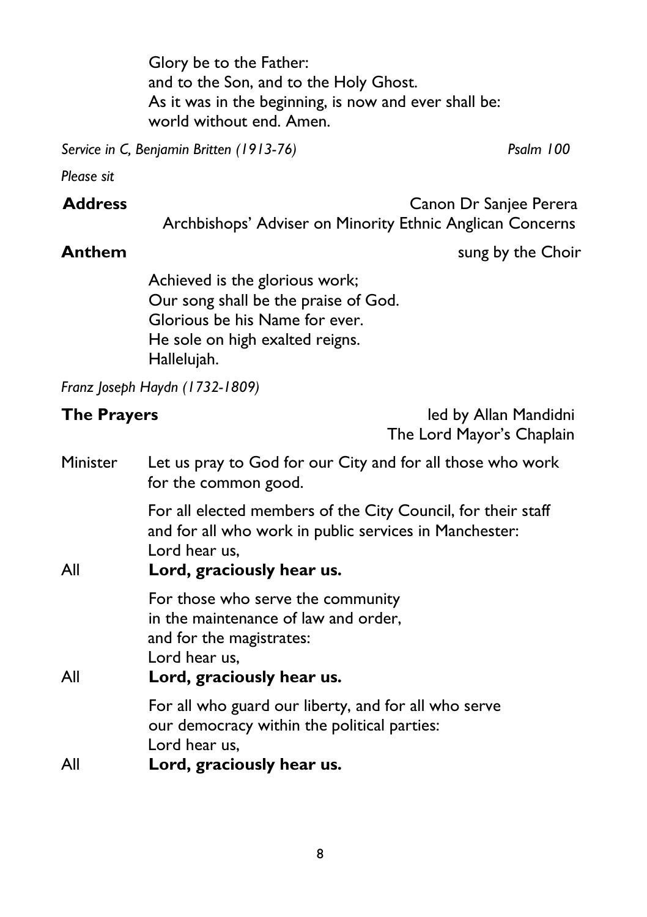Glory be to the Father:
and to the Son, and to the Holy Ghost.
As it was in the beginning, is now and ever shall be:
world without end. Amen.

*Service in C, Benjamin Britten (1913-76)* *Psalm 100*

*Please sit*

**Address** Canon Dr Sanjee Perera
Archbishops' Adviser on Minority Ethnic Anglican Concerns

**Anthem** sung by the Choir

Achieved is the glorious work;
Our song shall be the praise of God.
Glorious be his Name for ever.
He sole on high exalted reigns.
Hallelujah.

*Franz Joseph Haydn (1732-1809)*

**The Prayers** led by Allan Mandidni
The Lord Mayor's Chaplain

Minister Let us pray to God for our City and for all those who work for the common good.

For all elected members of the City Council, for their staff and for all who work in public services in Manchester:
Lord hear us,

All **Lord, graciously hear us.**

For those who serve the community
in the maintenance of law and order,
and for the magistrates:
Lord hear us,

All **Lord, graciously hear us.**

For all who guard our liberty, and for all who serve
our democracy within the political parties:
Lord hear us,

All **Lord, graciously hear us.**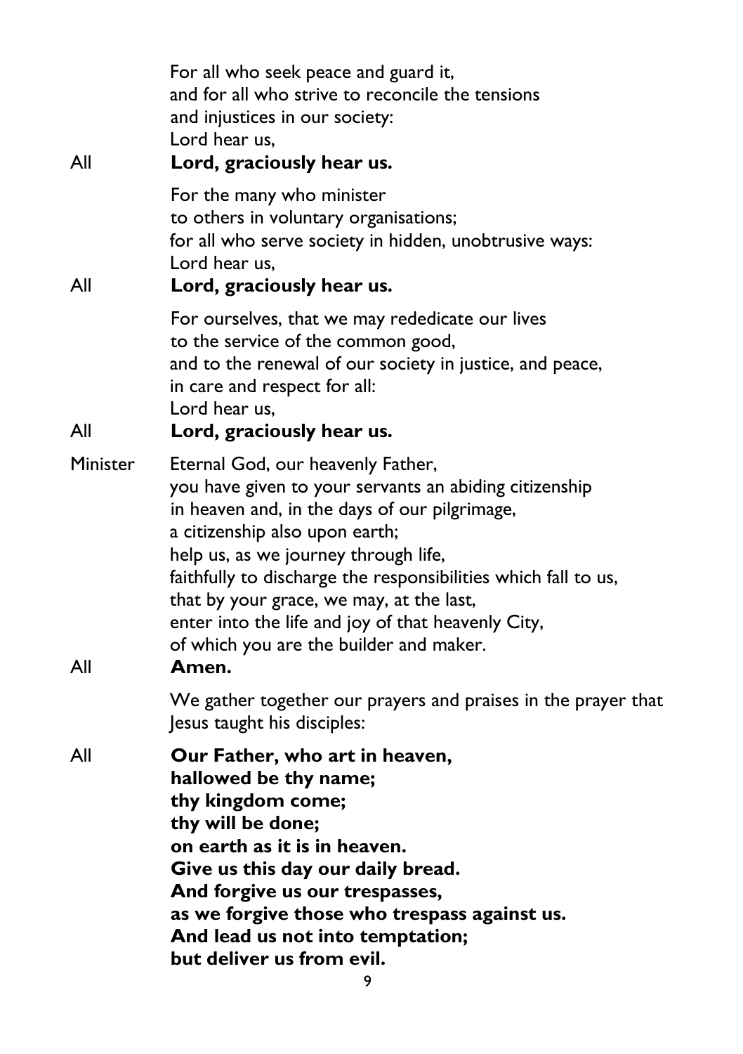For all who seek peace and guard it,
and for all who strive to reconcile the tensions
and injustices in our society:
Lord hear us,

All **Lord, graciously hear us.**

For the many who minister
to others in voluntary organisations;
for all who serve society in hidden, unobtrusive ways:
Lord hear us,

All **Lord, graciously hear us.**

For ourselves, that we may rededicate our lives
to the service of the common good,
and to the renewal of our society in justice, and peace,
in care and respect for all:
Lord hear us,

All **Lord, graciously hear us.**

Minister Eternal God, our heavenly Father,
you have given to your servants an abiding citizenship
in heaven and, in the days of our pilgrimage,
a citizenship also upon earth;
help us, as we journey through life,
faithfully to discharge the responsibilities which fall to us,
that by your grace, we may, at the last,
enter into the life and joy of that heavenly City,
of which you are the builder and maker.

All **Amen.**

We gather together our prayers and praises in the prayer that Jesus taught his disciples:

All **Our Father, who art in heaven,**
**hallowed be thy name;**
**thy kingdom come;**
**thy will be done;**
**on earth as it is in heaven.**
**Give us this day our daily bread.**
**And forgive us our trespasses,**
**as we forgive those who trespass against us.**
**And lead us not into temptation;**
**but deliver us from evil.**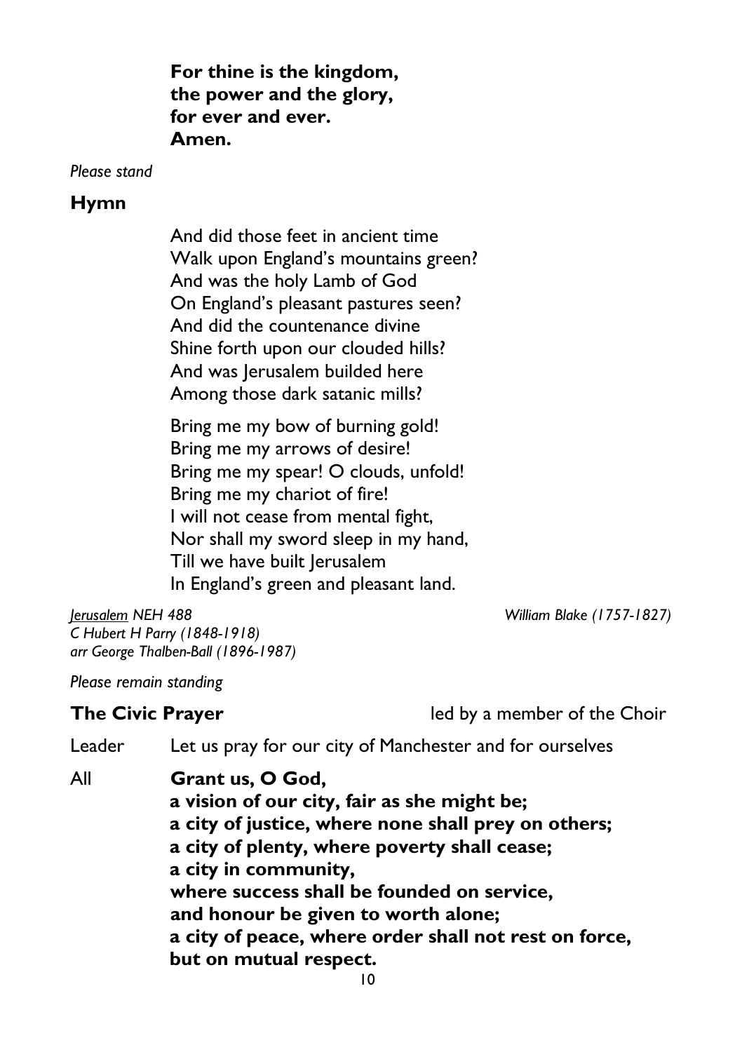**For thine is the kingdom,**
**the power and the glory,**
**for ever and ever.**
**Amen.**

*Please stand*

## Hymn

And did those feet in ancient time
Walk upon England's mountains green?
And was the holy Lamb of God
On England's pleasant pastures seen?
And did the countenance divine
Shine forth upon our clouded hills?
And was Jerusalem builded here
Among those dark satanic mills?

Bring me my bow of burning gold!
Bring me my arrows of desire!
Bring me my spear! O clouds, unfold!
Bring me my chariot of fire!
I will not cease from mental fight,
Nor shall my sword sleep in my hand,
Till we have built Jerusalem
In England's green and pleasant land.

*Jerusalem NEH 488* — *William Blake (1757-1827)*
*C Hubert H Parry (1848-1918)*
*arr George Thalben-Ball (1896-1987)*

*Please remain standing*

## The Civic Prayer

led by a member of the Choir

Leader — Let us pray for our city of Manchester and for ourselves

All — **Grant us, O God,**
**a vision of our city, fair as she might be;**
**a city of justice, where none shall prey on others;**
**a city of plenty, where poverty shall cease;**
**a city in community,**
**where success shall be founded on service,**
**and honour be given to worth alone;**
**a city of peace, where order shall not rest on force,**
**but on mutual respect.**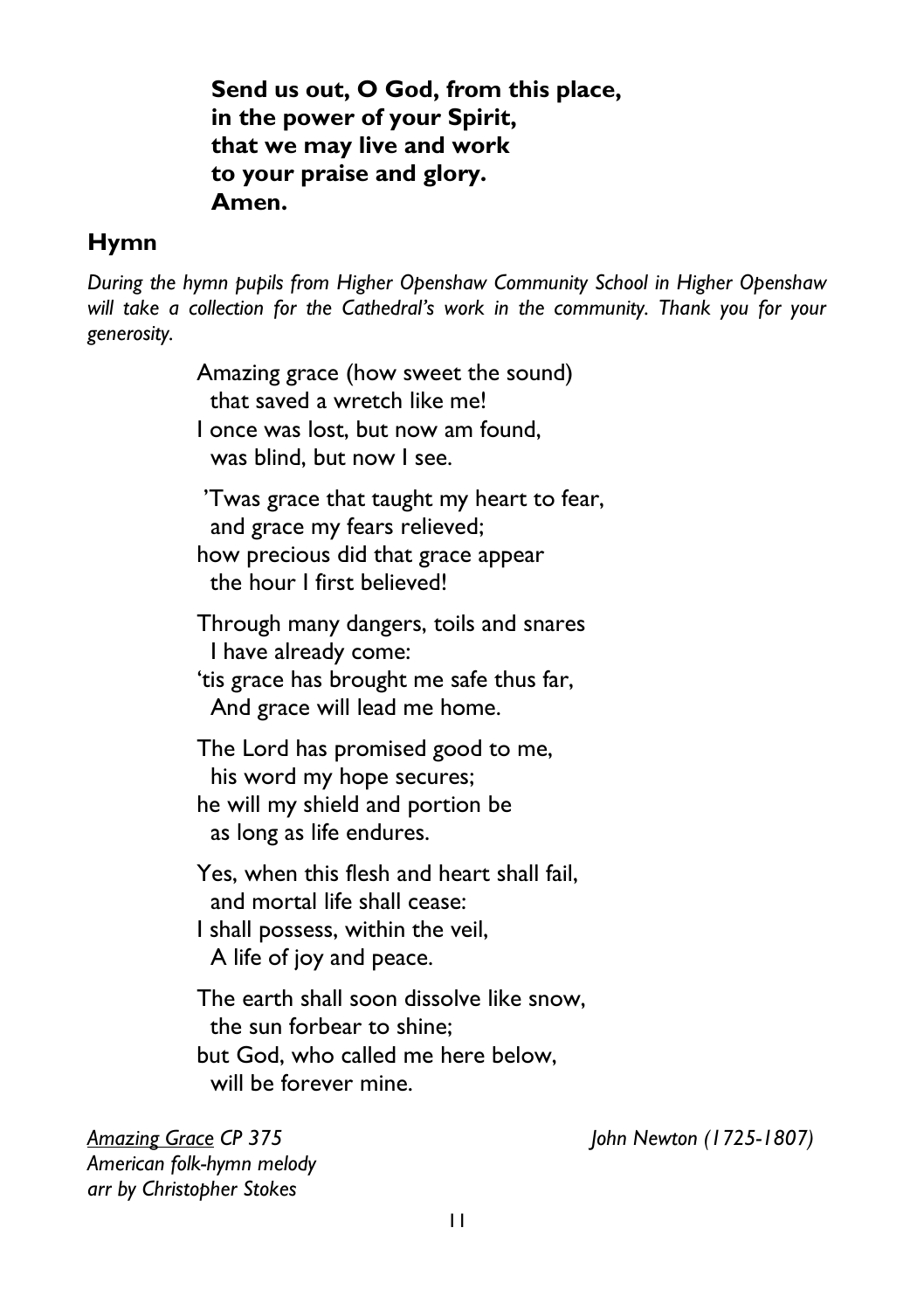**Send us out, O God, from this place,**
**in the power of your Spirit,**
**that we may live and work**
**to your praise and glory.**
**Amen.**

## Hymn

*During the hymn pupils from Higher Openshaw Community School in Higher Openshaw will take a collection for the Cathedral's work in the community. Thank you for your generosity.*

Amazing grace (how sweet the sound)
that saved a wretch like me!
I once was lost, but now am found,
was blind, but now I see.

'Twas grace that taught my heart to fear,
and grace my fears relieved;
how precious did that grace appear
the hour I first believed!

Through many dangers, toils and snares
I have already come:
'tis grace has brought me safe thus far,
And grace will lead me home.

The Lord has promised good to me,
his word my hope secures;
he will my shield and portion be
as long as life endures.

Yes, when this flesh and heart shall fail,
and mortal life shall cease:
I shall possess, within the veil,
A life of joy and peace.

The earth shall soon dissolve like snow,
the sun forbear to shine;
but God, who called me here below,
will be forever mine.

*Amazing Grace CP 375* — *John Newton (1725-1807)*
*American folk-hymn melody*
*arr by Christopher Stokes*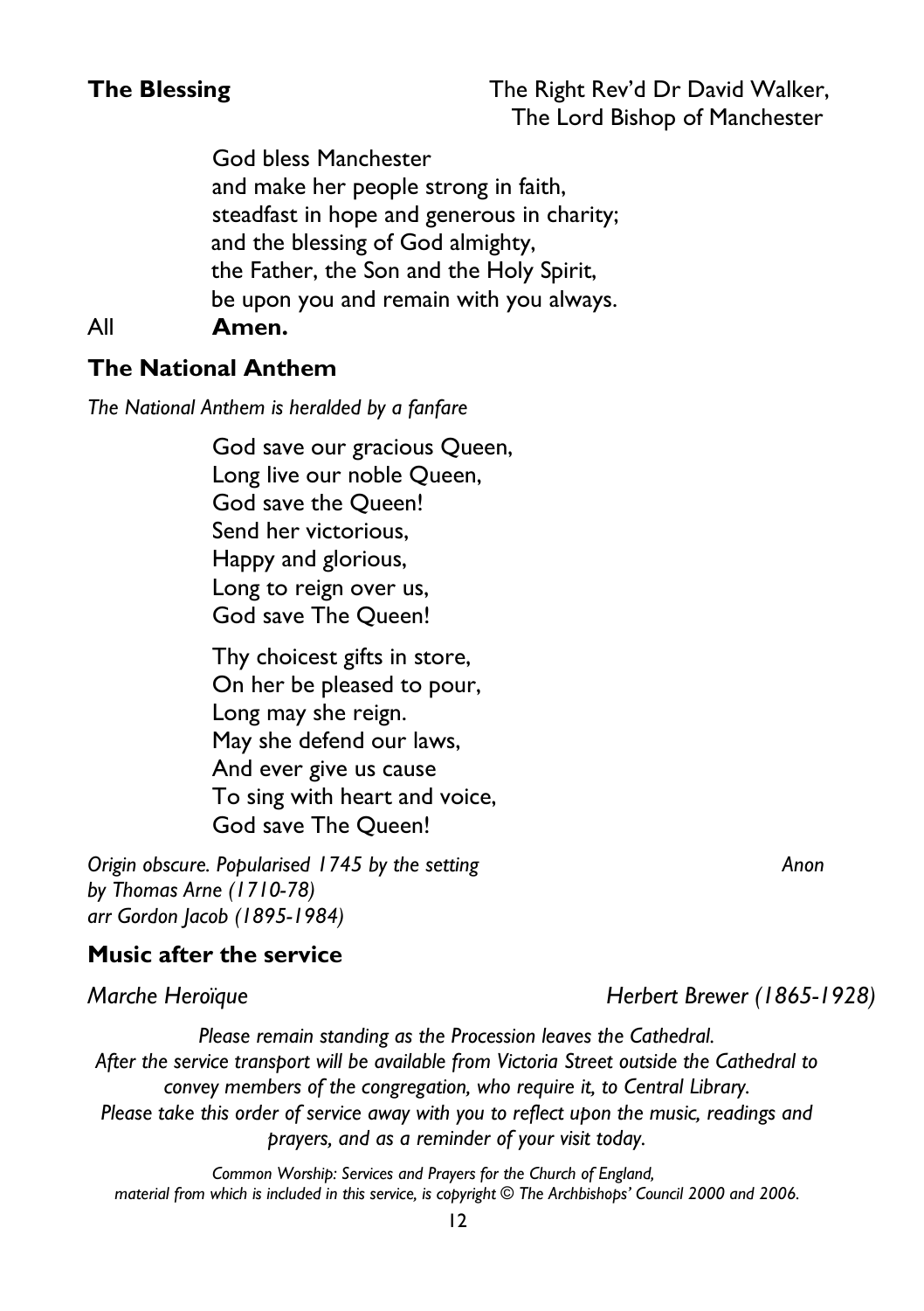**The Blessing** The Right Rev'd Dr David Walker, The Lord Bishop of Manchester

God bless Manchester
and make her people strong in faith,
steadfast in hope and generous in charity;
and the blessing of God almighty,
the Father, the Son and the Holy Spirit,
be upon you and remain with you always.

All **Amen.**

## The National Anthem

*The National Anthem is heralded by a fanfare*

God save our gracious Queen,
Long live our noble Queen,
God save the Queen!
Send her victorious,
Happy and glorious,
Long to reign over us,
God save The Queen!

Thy choicest gifts in store,
On her be pleased to pour,
Long may she reign.
May she defend our laws,
And ever give us cause
To sing with heart and voice,
God save The Queen!

*Origin obscure. Popularised 1745 by the setting by Thomas Arne (1710-78) arr Gordon Jacob (1895-1984)* *Anon*

## Music after the service

*Marche Heroïque* *Herbert Brewer (1865-1928)*

*Please remain standing as the Procession leaves the Cathedral.*
*After the service transport will be available from Victoria Street outside the Cathedral to convey members of the congregation, who require it, to Central Library.*
*Please take this order of service away with you to reflect upon the music, readings and prayers, and as a reminder of your visit today.*

*Common Worship: Services and Prayers for the Church of England, material from which is included in this service, is copyright © The Archbishops' Council 2000 and 2006.*